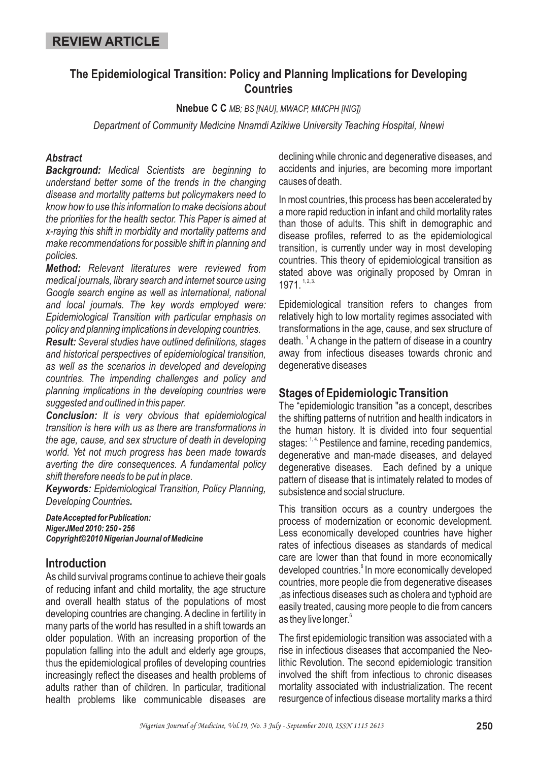**REVIEW ARTICLE**

# The Epidemiological Transition: Policy and Planning Implications for Developing Countries

**Nnebue C C** *MB; BS [NAU], MWACP, MMCPH [NIG])*

*Department of Community Medicine Nnamdi Azikiwe University Teaching Hospital, Nnewi*

### *Abstract*

***Background:*** *Medical Scientists are beginning to understand better some of the trends in the changing disease and mortality patterns but policymakers need to know how to use this information to make decisions about the priorities for the health sector. This Paper is aimed at x-raying this shift in morbidity and mortality patterns and make recommendations for possible shift in planning and policies.*

***Method:*** *Relevant literatures were reviewed from medical journals, library search and internet source using Google search engine as well as international, national and local journals. The key words employed were: Epidemiological Transition with particular emphasis on policy and planning implications in developing countries.*

***Result:*** *Several studies have outlined definitions, stages and historical perspectives of epidemiological transition, as well as the scenarios in developed and developing countries. The impending challenges and policy and planning implications in the developing countries were suggested and outlined in this paper.*

***Conclusion:*** *It is very obvious that epidemiological transition is here with us as there are transformations in the age, cause, and sex structure of death in developing world. Yet not much progress has been made towards averting the dire consequences. A fundamental policy shift therefore needs to be put in place.*

***Keywords:*** *Epidemiological Transition, Policy Planning, Developing Countries.*

***Date Accepted for Publication:***
***NigerJMed 2010: 250 - 256***
***Copyright©2010 Nigerian Journal of Medicine***

## Introduction

As child survival programs continue to achieve their goals of reducing infant and child mortality, the age structure and overall health status of the populations of most developing countries are changing. A decline in fertility in many parts of the world has resulted in a shift towards an older population. With an increasing proportion of the population falling into the adult and elderly age groups, thus the epidemiological profiles of developing countries increasingly reflect the diseases and health problems of adults rather than of children. In particular, traditional health problems like communicable diseases are declining while chronic and degenerative diseases, and accidents and injuries, are becoming more important causes of death.

In most countries, this process has been accelerated by a more rapid reduction in infant and child mortality rates than those of adults. This shift in demographic and disease profiles, referred to as the epidemiological transition, is currently under way in most developing countries. This theory of epidemiological transition as stated above was originally proposed by Omran in 1971. [1,2,3.]

Epidemiological transition refers to changes from relatively high to low mortality regimes associated with transformations in the age, cause, and sex structure of death. [1] A change in the pattern of disease in a country away from infectious diseases towards chronic and degenerative diseases

## Stages of Epidemiologic Transition

The "epidemiologic transition "as a concept, describes the shifting patterns of nutrition and health indicators in the human history. It is divided into four sequential stages: [1, 4.] Pestilence and famine, receding pandemics, degenerative and man-made diseases, and delayed degenerative diseases. Each defined by a unique pattern of disease that is intimately related to modes of subsistence and social structure.

This transition occurs as a country undergoes the process of modernization or economic development. Less economically developed countries have higher rates of infectious diseases as standards of medical care are lower than that found in more economically developed countries.[6] In more economically developed countries, more people die from degenerative diseases ,as infectious diseases such as cholera and typhoid are easily treated, causing more people to die from cancers as they live longer.[6]

The first epidemiologic transition was associated with a rise in infectious diseases that accompanied the Neolithic Revolution. The second epidemiologic transition involved the shift from infectious to chronic diseases mortality associated with industrialization. The recent resurgence of infectious disease mortality marks a third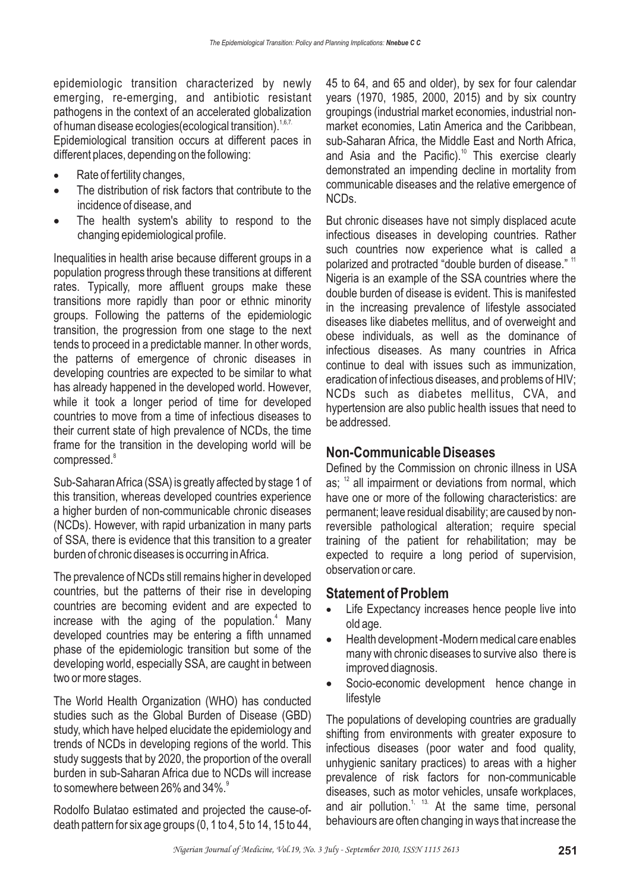epidemiologic transition characterized by newly emerging, re-emerging, and antibiotic resistant pathogens in the context of an accelerated globalization of human disease ecologies(ecological transition).[1,6,7.]

Epidemiological transition occurs at different paces in different places, depending on the following:

- Rate of fertility changes,
- The distribution of risk factors that contribute to the incidence of disease, and
- The health system's ability to respond to the changing epidemiological profile.

Inequalities in health arise because different groups in a population progress through these transitions at different rates. Typically, more affluent groups make these transitions more rapidly than poor or ethnic minority groups. Following the patterns of the epidemiologic transition, the progression from one stage to the next tends to proceed in a predictable manner. In other words, the patterns of emergence of chronic diseases in developing countries are expected to be similar to what has already happened in the developed world. However, while it took a longer period of time for developed countries to move from a time of infectious diseases to their current state of high prevalence of NCDs, the time frame for the transition in the developing world will be compressed.[8]

Sub-Saharan Africa (SSA) is greatly affected by stage 1 of this transition, whereas developed countries experience a higher burden of non-communicable chronic diseases (NCDs). However, with rapid urbanization in many parts of SSA, there is evidence that this transition to a greater burden of chronic diseases is occurring in Africa.

The prevalence of NCDs still remains higher in developed countries, but the patterns of their rise in developing countries are becoming evident and are expected to increase with the aging of the population.[4] Many developed countries may be entering a fifth unnamed phase of the epidemiologic transition but some of the developing world, especially SSA, are caught in between two or more stages.

The World Health Organization (WHO) has conducted studies such as the Global Burden of Disease (GBD) study, which have helped elucidate the epidemiology and trends of NCDs in developing regions of the world. This study suggests that by 2020, the proportion of the overall burden in sub-Saharan Africa due to NCDs will increase to somewhere between 26% and 34%.[9]

Rodolfo Bulatao estimated and projected the cause-of-death pattern for six age groups (0, 1 to 4, 5 to 14, 15 to 44, 45 to 64, and 65 and older), by sex for four calendar years (1970, 1985, 2000, 2015) and by six country groupings (industrial market economies, industrial non-market economies, Latin America and the Caribbean, sub-Saharan Africa, the Middle East and North Africa, and Asia and the Pacific).[10] This exercise clearly demonstrated an impending decline in mortality from communicable diseases and the relative emergence of NCDs.

But chronic diseases have not simply displaced acute infectious diseases in developing countries. Rather such countries now experience what is called a polarized and protracted "double burden of disease."[11] Nigeria is an example of the SSA countries where the double burden of disease is evident. This is manifested in the increasing prevalence of lifestyle associated diseases like diabetes mellitus, and of overweight and obese individuals, as well as the dominance of infectious diseases. As many countries in Africa continue to deal with issues such as immunization, eradication of infectious diseases, and problems of HIV; NCDs such as diabetes mellitus, CVA, and hypertension are also public health issues that need to be addressed.

## Non-Communicable Diseases

Defined by the Commission on chronic illness in USA as; [12] all impairment or deviations from normal, which have one or more of the following characteristics: are permanent; leave residual disability; are caused by non-reversible pathological alteration; require special training of the patient for rehabilitation; may be expected to require a long period of supervision, observation or care.

## Statement of Problem

- Life Expectancy increases hence people live into old age.
- Health development -Modern medical care enables many with chronic diseases to survive also there is improved diagnosis.
- Socio-economic development hence change in lifestyle

The populations of developing countries are gradually shifting from environments with greater exposure to infectious diseases (poor water and food quality, unhygienic sanitary practices) to areas with a higher prevalence of risk factors for non-communicable diseases, such as motor vehicles, unsafe workplaces, and air pollution.[1, 13.] At the same time, personal behaviours are often changing in ways that increase the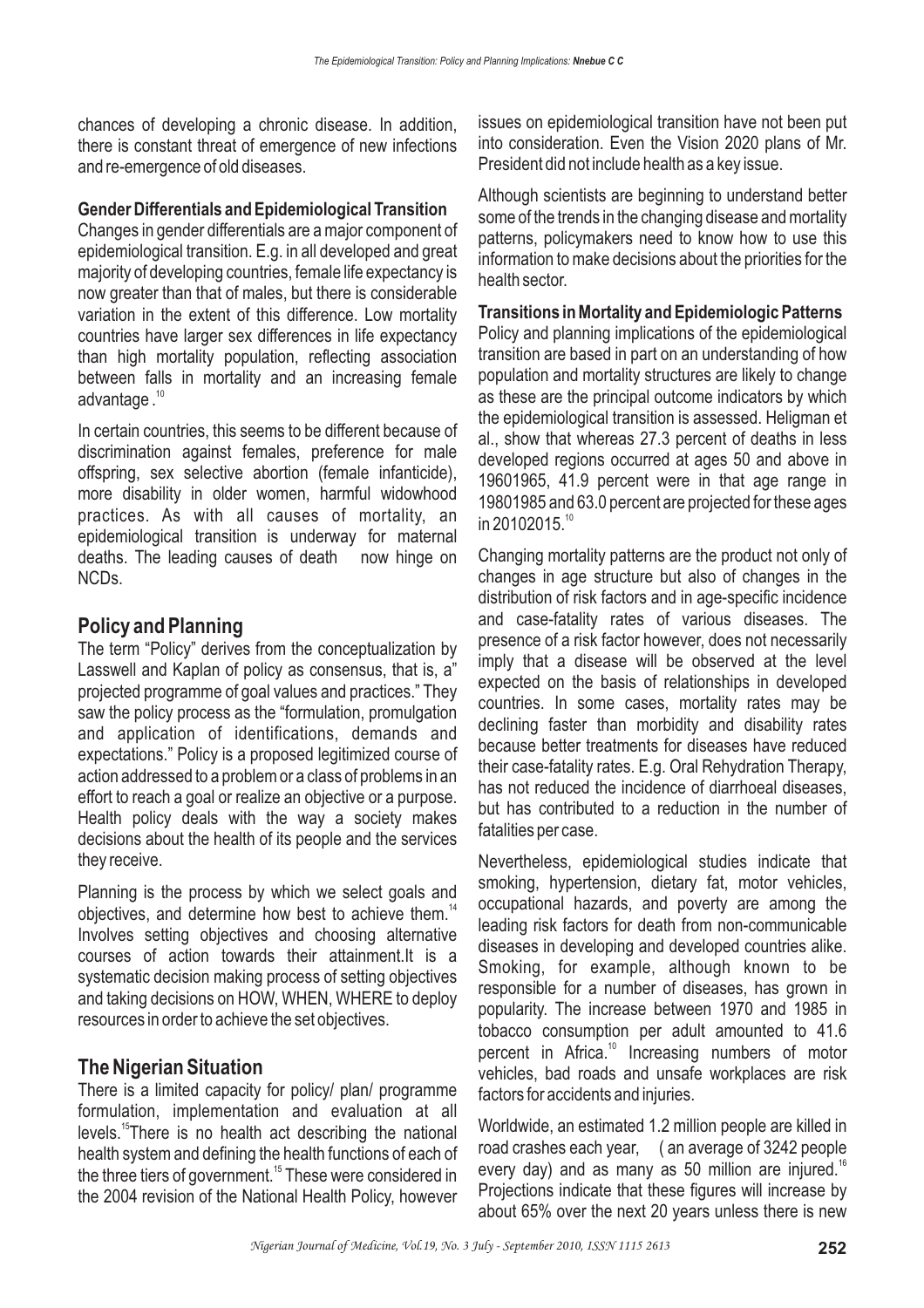chances of developing a chronic disease. In addition, there is constant threat of emergence of new infections and re-emergence of old diseases.

### Gender Differentials and Epidemiological Transition

Changes in gender differentials are a major component of epidemiological transition. E.g. in all developed and great majority of developing countries, female life expectancy is now greater than that of males, but there is considerable variation in the extent of this difference. Low mortality countries have larger sex differences in life expectancy than high mortality population, reflecting association between falls in mortality and an increasing female advantage .[10]

In certain countries, this seems to be different because of discrimination against females, preference for male offspring, sex selective abortion (female infanticide), more disability in older women, harmful widowhood practices. As with all causes of mortality, an epidemiological transition is underway for maternal deaths. The leading causes of death now hinge on NCDs.

## Policy and Planning

The term "Policy" derives from the conceptualization by Lasswell and Kaplan of policy as consensus, that is, a" projected programme of goal values and practices." They saw the policy process as the "formulation, promulgation and application of identifications, demands and expectations." Policy is a proposed legitimized course of action addressed to a problem or a class of problems in an effort to reach a goal or realize an objective or a purpose. Health policy deals with the way a society makes decisions about the health of its people and the services they receive.

Planning is the process by which we select goals and objectives, and determine how best to achieve them.[14] Involves setting objectives and choosing alternative courses of action towards their attainment.It is a systematic decision making process of setting objectives and taking decisions on HOW, WHEN, WHERE to deploy resources in order to achieve the set objectives.

## The Nigerian Situation

There is a limited capacity for policy/ plan/ programme formulation, implementation and evaluation at all levels.[15]There is no health act describing the national health system and defining the health functions of each of the three tiers of government.[15] These were considered in the 2004 revision of the National Health Policy, however issues on epidemiological transition have not been put into consideration. Even the Vision 2020 plans of Mr. President did not include health as a key issue.

Although scientists are beginning to understand better some of the trends in the changing disease and mortality patterns, policymakers need to know how to use this information to make decisions about the priorities for the health sector.

### Transitions in Mortality and Epidemiologic Patterns

Policy and planning implications of the epidemiological transition are based in part on an understanding of how population and mortality structures are likely to change as these are the principal outcome indicators by which the epidemiological transition is assessed. Heligman et al., show that whereas 27.3 percent of deaths in less developed regions occurred at ages 50 and above in 19601965, 41.9 percent were in that age range in 19801985 and 63.0 percent are projected for these ages in 20102015.[10]

Changing mortality patterns are the product not only of changes in age structure but also of changes in the distribution of risk factors and in age-specific incidence and case-fatality rates of various diseases. The presence of a risk factor however, does not necessarily imply that a disease will be observed at the level expected on the basis of relationships in developed countries. In some cases, mortality rates may be declining faster than morbidity and disability rates because better treatments for diseases have reduced their case-fatality rates. E.g. Oral Rehydration Therapy, has not reduced the incidence of diarrhoeal diseases, but has contributed to a reduction in the number of fatalities per case.

Nevertheless, epidemiological studies indicate that smoking, hypertension, dietary fat, motor vehicles, occupational hazards, and poverty are among the leading risk factors for death from non-communicable diseases in developing and developed countries alike. Smoking, for example, although known to be responsible for a number of diseases, has grown in popularity. The increase between 1970 and 1985 in tobacco consumption per adult amounted to 41.6 percent in Africa.[10] Increasing numbers of motor vehicles, bad roads and unsafe workplaces are risk factors for accidents and injuries.

Worldwide, an estimated 1.2 million people are killed in road crashes each year, ( an average of 3242 people every day) and as many as 50 million are injured.[16] Projections indicate that these figures will increase by about 65% over the next 20 years unless there is new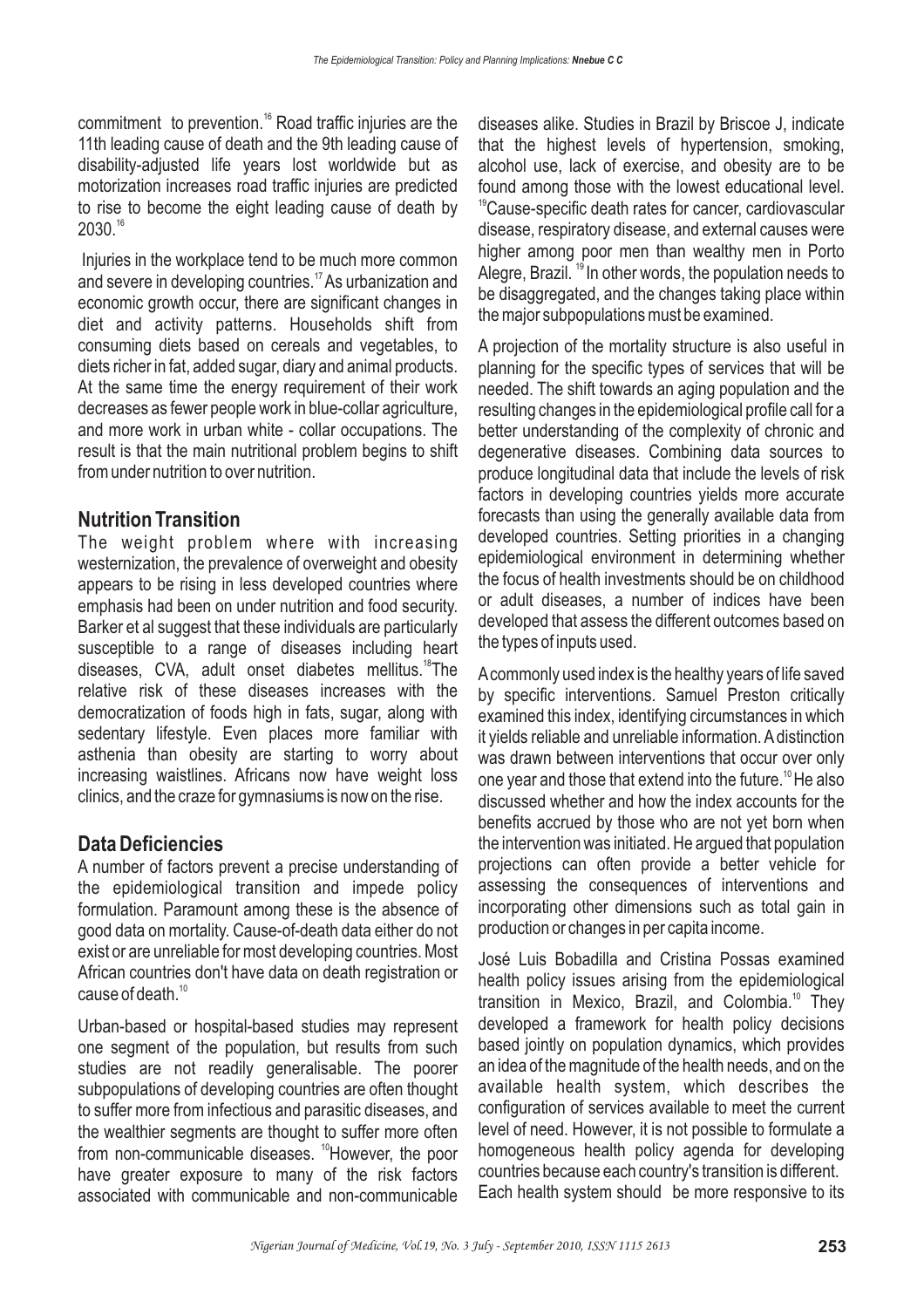commitment to prevention.[16] Road traffic injuries are the 11th leading cause of death and the 9th leading cause of disability-adjusted life years lost worldwide but as motorization increases road traffic injuries are predicted to rise to become the eight leading cause of death by 2030.[16]

Injuries in the workplace tend to be much more common and severe in developing countries.[17] As urbanization and economic growth occur, there are significant changes in diet and activity patterns. Households shift from consuming diets based on cereals and vegetables, to diets richer in fat, added sugar, diary and animal products. At the same time the energy requirement of their work decreases as fewer people work in blue-collar agriculture, and more work in urban white - collar occupations. The result is that the main nutritional problem begins to shift from under nutrition to over nutrition.

## Nutrition Transition

The weight problem where with increasing westernization, the prevalence of overweight and obesity appears to be rising in less developed countries where emphasis had been on under nutrition and food security. Barker et al suggest that these individuals are particularly susceptible to a range of diseases including heart diseases, CVA, adult onset diabetes mellitus.[18] The relative risk of these diseases increases with the democratization of foods high in fats, sugar, along with sedentary lifestyle. Even places more familiar with asthenia than obesity are starting to worry about increasing waistlines. Africans now have weight loss clinics, and the craze for gymnasiums is now on the rise.

## Data Deficiencies

A number of factors prevent a precise understanding of the epidemiological transition and impede policy formulation. Paramount among these is the absence of good data on mortality. Cause-of-death data either do not exist or are unreliable for most developing countries. Most African countries don't have data on death registration or cause of death.[10]

Urban-based or hospital-based studies may represent one segment of the population, but results from such studies are not readily generalisable. The poorer subpopulations of developing countries are often thought to suffer more from infectious and parasitic diseases, and the wealthier segments are thought to suffer more often from non-communicable diseases. [10]However, the poor have greater exposure to many of the risk factors associated with communicable and non-communicable diseases alike. Studies in Brazil by Briscoe J, indicate that the highest levels of hypertension, smoking, alcohol use, lack of exercise, and obesity are to be found among those with the lowest educational level. [19]Cause-specific death rates for cancer, cardiovascular disease, respiratory disease, and external causes were higher among poor men than wealthy men in Porto Alegre, Brazil. [19] In other words, the population needs to be disaggregated, and the changes taking place within the major subpopulations must be examined.

A projection of the mortality structure is also useful in planning for the specific types of services that will be needed. The shift towards an aging population and the resulting changes in the epidemiological profile call for a better understanding of the complexity of chronic and degenerative diseases. Combining data sources to produce longitudinal data that include the levels of risk factors in developing countries yields more accurate forecasts than using the generally available data from developed countries. Setting priorities in a changing epidemiological environment in determining whether the focus of health investments should be on childhood or adult diseases, a number of indices have been developed that assess the different outcomes based on the types of inputs used.

A commonly used index is the healthy years of life saved by specific interventions. Samuel Preston critically examined this index, identifying circumstances in which it yields reliable and unreliable information. A distinction was drawn between interventions that occur over only one year and those that extend into the future.[10] He also discussed whether and how the index accounts for the benefits accrued by those who are not yet born when the intervention was initiated. He argued that population projections can often provide a better vehicle for assessing the consequences of interventions and incorporating other dimensions such as total gain in production or changes in per capita income.

José Luis Bobadilla and Cristina Possas examined health policy issues arising from the epidemiological transition in Mexico, Brazil, and Colombia.[10] They developed a framework for health policy decisions based jointly on population dynamics, which provides an idea of the magnitude of the health needs, and on the available health system, which describes the configuration of services available to meet the current level of need. However, it is not possible to formulate a homogeneous health policy agenda for developing countries because each country's transition is different. Each health system should be more responsive to its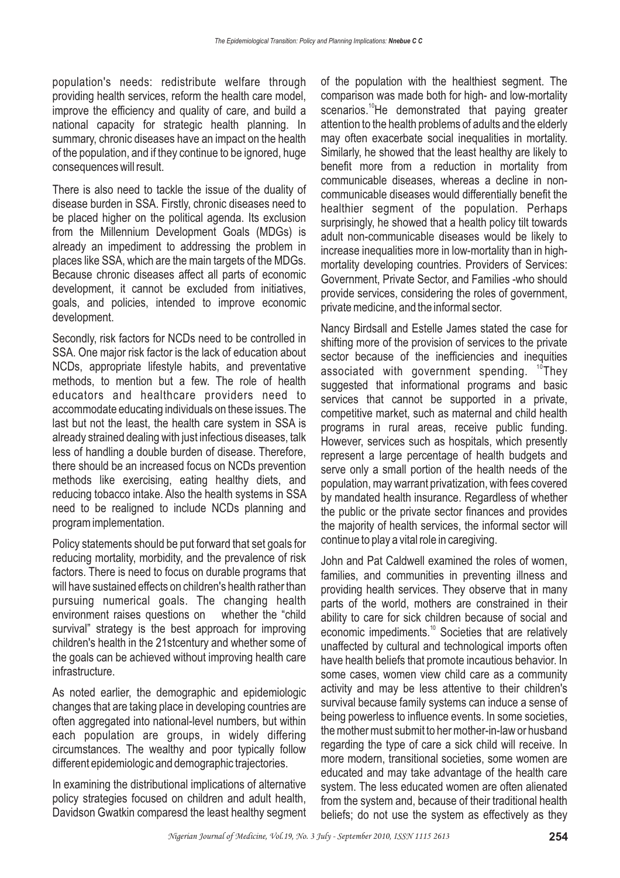population's needs: redistribute welfare through providing health services, reform the health care model, improve the efficiency and quality of care, and build a national capacity for strategic health planning. In summary, chronic diseases have an impact on the health of the population, and if they continue to be ignored, huge consequences will result.

There is also need to tackle the issue of the duality of disease burden in SSA. Firstly, chronic diseases need to be placed higher on the political agenda. Its exclusion from the Millennium Development Goals (MDGs) is already an impediment to addressing the problem in places like SSA, which are the main targets of the MDGs. Because chronic diseases affect all parts of economic development, it cannot be excluded from initiatives, goals, and policies, intended to improve economic development.

Secondly, risk factors for NCDs need to be controlled in SSA. One major risk factor is the lack of education about NCDs, appropriate lifestyle habits, and preventative methods, to mention but a few. The role of health educators and healthcare providers need to accommodate educating individuals on these issues. The last but not the least, the health care system in SSA is already strained dealing with just infectious diseases, talk less of handling a double burden of disease. Therefore, there should be an increased focus on NCDs prevention methods like exercising, eating healthy diets, and reducing tobacco intake. Also the health systems in SSA need to be realigned to include NCDs planning and program implementation.

Policy statements should be put forward that set goals for reducing mortality, morbidity, and the prevalence of risk factors. There is need to focus on durable programs that will have sustained effects on children's health rather than pursuing numerical goals. The changing health environment raises questions on whether the "child survival" strategy is the best approach for improving children's health in the 21stcentury and whether some of the goals can be achieved without improving health care infrastructure.

As noted earlier, the demographic and epidemiologic changes that are taking place in developing countries are often aggregated into national-level numbers, but within each population are groups, in widely differing circumstances. The wealthy and poor typically follow different epidemiologic and demographic trajectories.

In examining the distributional implications of alternative policy strategies focused on children and adult health, Davidson Gwatkin comparesd the least healthy segment of the population with the healthiest segment. The comparison was made both for high- and low-mortality scenarios.[10] He demonstrated that paying greater attention to the health problems of adults and the elderly may often exacerbate social inequalities in mortality. Similarly, he showed that the least healthy are likely to benefit more from a reduction in mortality from communicable diseases, whereas a decline in non-communicable diseases would differentially benefit the healthier segment of the population. Perhaps surprisingly, he showed that a health policy tilt towards adult non-communicable diseases would be likely to increase inequalities more in low-mortality than in high-mortality developing countries. Providers of Services: Government, Private Sector, and Families -who should provide services, considering the roles of government, private medicine, and the informal sector.

Nancy Birdsall and Estelle James stated the case for shifting more of the provision of services to the private sector because of the inefficiencies and inequities associated with government spending. [10] They suggested that informational programs and basic services that cannot be supported in a private, competitive market, such as maternal and child health programs in rural areas, receive public funding. However, services such as hospitals, which presently represent a large percentage of health budgets and serve only a small portion of the health needs of the population, may warrant privatization, with fees covered by mandated health insurance. Regardless of whether the public or the private sector finances and provides the majority of health services, the informal sector will continue to play a vital role in caregiving.

John and Pat Caldwell examined the roles of women, families, and communities in preventing illness and providing health services. They observe that in many parts of the world, mothers are constrained in their ability to care for sick children because of social and economic impediments.[10] Societies that are relatively unaffected by cultural and technological imports often have health beliefs that promote incautious behavior. In some cases, women view child care as a community activity and may be less attentive to their children's survival because family systems can induce a sense of being powerless to influence events. In some societies, the mother must submit to her mother-in-law or husband regarding the type of care a sick child will receive. In more modern, transitional societies, some women are educated and may take advantage of the health care system. The less educated women are often alienated from the system and, because of their traditional health beliefs; do not use the system as effectively as they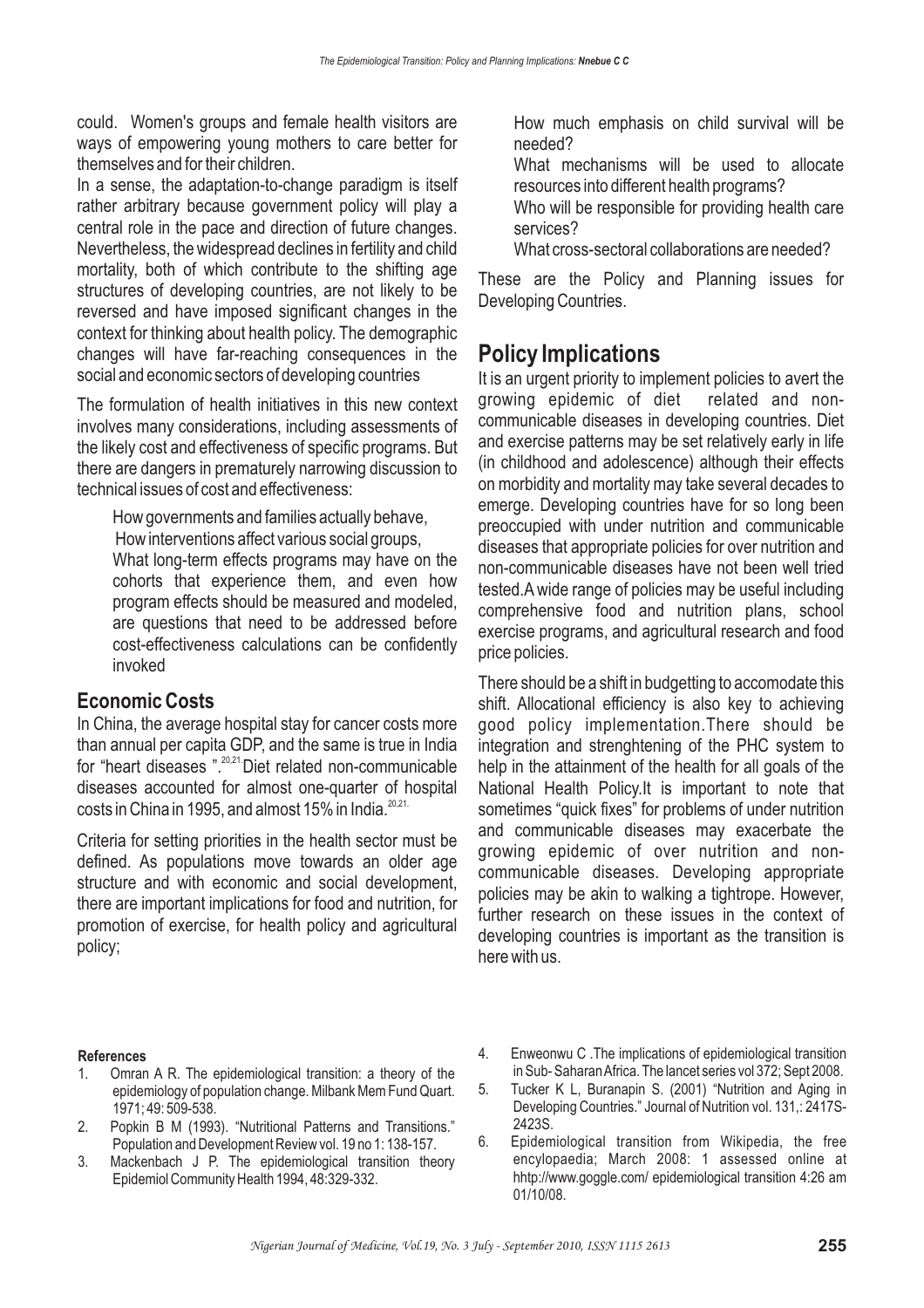could. Women's groups and female health visitors are ways of empowering young mothers to care better for themselves and for their children.

In a sense, the adaptation-to-change paradigm is itself rather arbitrary because government policy will play a central role in the pace and direction of future changes. Nevertheless, the widespread declines in fertility and child mortality, both of which contribute to the shifting age structures of developing countries, are not likely to be reversed and have imposed significant changes in the context for thinking about health policy. The demographic changes will have far-reaching consequences in the social and economic sectors of developing countries

The formulation of health initiatives in this new context involves many considerations, including assessments of the likely cost and effectiveness of specific programs. But there are dangers in prematurely narrowing discussion to technical issues of cost and effectiveness:

How governments and families actually behave,
How interventions affect various social groups,
What long-term effects programs may have on the cohorts that experience them, and even how program effects should be measured and modeled, are questions that need to be addressed before cost-effectiveness calculations can be confidently invoked

## Economic Costs

In China, the average hospital stay for cancer costs more than annual per capita GDP, and the same is true in India for "heart diseases ".[20,21] Diet related non-communicable diseases accounted for almost one-quarter of hospital costs in China in 1995, and almost 15% in India.[20,21]

Criteria for setting priorities in the health sector must be defined. As populations move towards an older age structure and with economic and social development, there are important implications for food and nutrition, for promotion of exercise, for health policy and agricultural policy;

How much emphasis on child survival will be needed?
What mechanisms will be used to allocate resources into different health programs?
Who will be responsible for providing health care services?
What cross-sectoral collaborations are needed?

These are the Policy and Planning issues for Developing Countries.

# Policy Implications

It is an urgent priority to implement policies to avert the growing epidemic of diet related and non-communicable diseases in developing countries. Diet and exercise patterns may be set relatively early in life (in childhood and adolescence) although their effects on morbidity and mortality may take several decades to emerge. Developing countries have for so long been preoccupied with under nutrition and communicable diseases that appropriate policies for over nutrition and non-communicable diseases have not been well tried tested.A wide range of policies may be useful including comprehensive food and nutrition plans, school exercise programs, and agricultural research and food price policies.

There should be a shift in budgetting to accomodate this shift. Allocational efficiency is also key to achieving good policy implementation.There should be integration and strenghtening of the PHC system to help in the attainment of the health for all goals of the National Health Policy.It is important to note that sometimes "quick fixes" for problems of under nutrition and communicable diseases may exacerbate the growing epidemic of over nutrition and non-communicable diseases. Developing appropriate policies may be akin to walking a tightrope. However, further research on these issues in the context of developing countries is important as the transition is here with us.

**References**

1. Omran A R. The epidemiological transition: a theory of the epidemiology of population change. Milbank Mem Fund Quart. 1971; 49: 509-538.
2. Popkin B M (1993). "Nutritional Patterns and Transitions." Population and Development Review vol. 19 no 1: 138-157.
3. Mackenbach J P. The epidemiological transition theory Epidemiol Community Health 1994, 48:329-332.
4. Enweonwu C .The implications of epidemiological transition in Sub- Saharan Africa. The lancet series vol 372; Sept 2008.
5. Tucker K L, Buranapin S. (2001) "Nutrition and Aging in Developing Countries." Journal of Nutrition vol. 131,: 2417S-2423S.
6. Epidemiological transition from Wikipedia, the free encylopaedia; March 2008: 1 assessed online at hhtp://www.goggle.com/ epidemiological transition 4:26 am 01/10/08.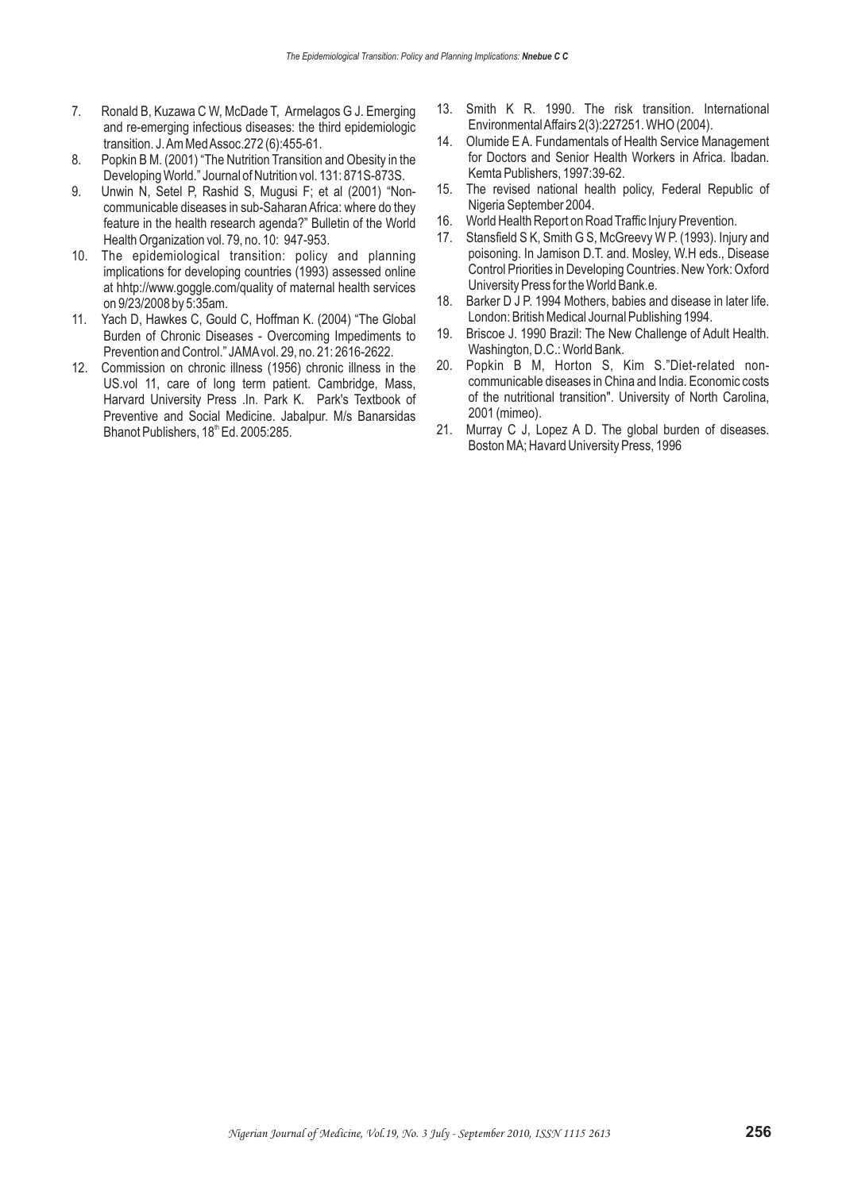7. Ronald B, Kuzawa C W, McDade T, Armelagos G J. Emerging and re-emerging infectious diseases: the third epidemiologic transition. J. Am Med Assoc.272 (6):455-61.
8. Popkin B M. (2001) "The Nutrition Transition and Obesity in the Developing World." Journal of Nutrition vol. 131: 871S-873S.
9. Unwin N, Setel P, Rashid S, Mugusi F; et al (2001) "Non-communicable diseases in sub-Saharan Africa: where do they feature in the health research agenda?" Bulletin of the World Health Organization vol. 79, no. 10: 947-953.
10. The epidemiological transition: policy and planning implications for developing countries (1993) assessed online at hhtp://www.goggle.com/quality of maternal health services on 9/23/2008 by 5:35am.
11. Yach D, Hawkes C, Gould C, Hoffman K. (2004) "The Global Burden of Chronic Diseases - Overcoming Impediments to Prevention and Control." JAMA vol. 29, no. 21: 2616-2622.
12. Commission on chronic illness (1956) chronic illness in the US.vol 11, care of long term patient. Cambridge, Mass, Harvard University Press .In. Park K. Park's Textbook of Preventive and Social Medicine. Jabalpur. M/s Banarsidas Bhanot Publishers, 18th Ed. 2005:285.
13. Smith K R. 1990. The risk transition. International Environmental Affairs 2(3):227251. WHO (2004).
14. Olumide E A. Fundamentals of Health Service Management for Doctors and Senior Health Workers in Africa. Ibadan. Kemta Publishers, 1997:39-62.
15. The revised national health policy, Federal Republic of Nigeria September 2004.
16. World Health Report on Road Traffic Injury Prevention.
17. Stansfield S K, Smith G S, McGreevy W P. (1993). Injury and poisoning. In Jamison D.T. and. Mosley, W.H eds., Disease Control Priorities in Developing Countries. New York: Oxford University Press for the World Bank.e.
18. Barker D J P. 1994 Mothers, babies and disease in later life. London: British Medical Journal Publishing 1994.
19. Briscoe J. 1990 Brazil: The New Challenge of Adult Health. Washington, D.C.: World Bank.
20. Popkin B M, Horton S, Kim S."Diet-related non-communicable diseases in China and India. Economic costs of the nutritional transition". University of North Carolina, 2001 (mimeo).
21. Murray C J, Lopez A D. The global burden of diseases. Boston MA; Havard University Press, 1996